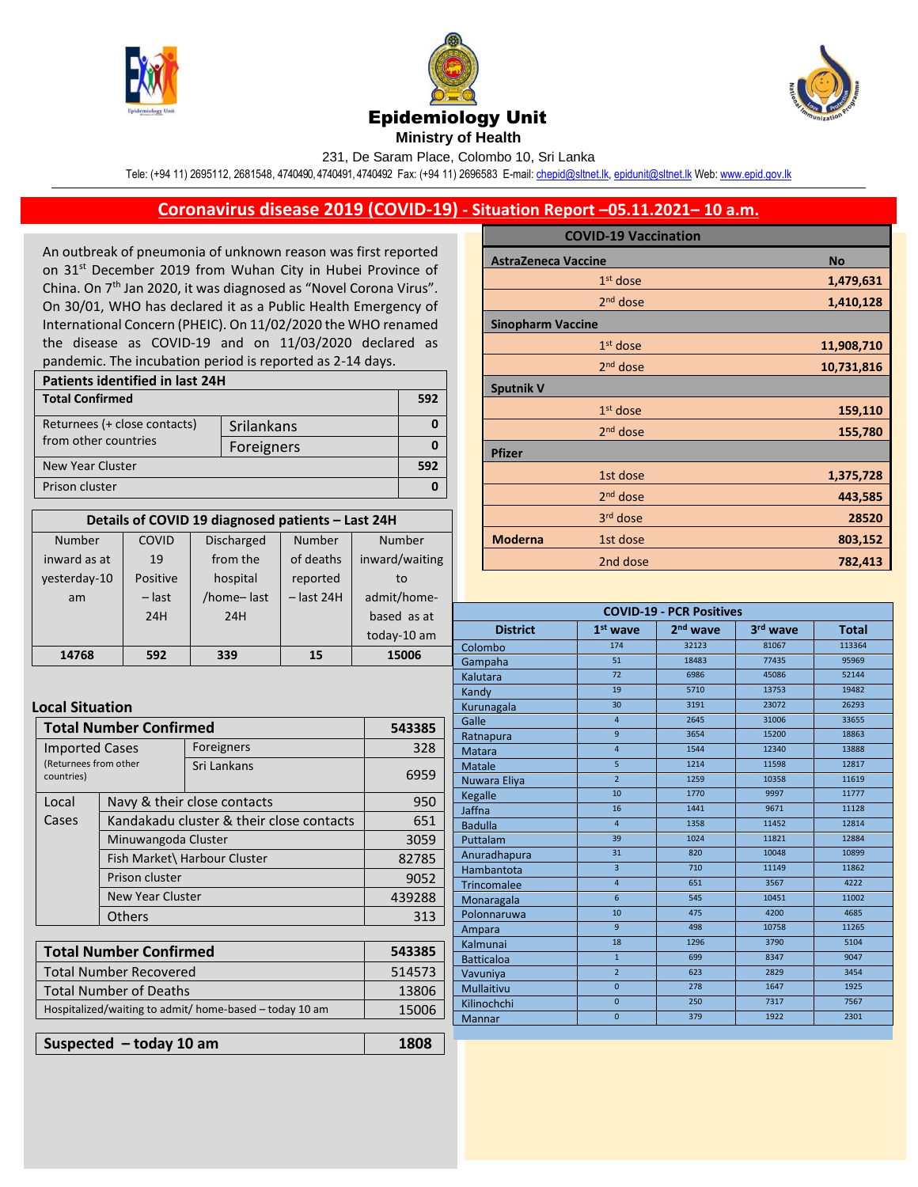# Epidemiology Unit

**Ministry of Health**

231, De Saram Place, Colombo 10, Sri Lanka

Tele: (+94 11) 2695112, 2681548, 4740490, 4740491, 4740492 Fax: (+94 11) 2696583 E-mail: chepid@sltnet.lk, epidunit@sltnet.lk Web: www.epid.gov.lk

## Coronavirus disease 2019 (COVID-19) - Situation Report –05.11.2021– 10 a.m.

An outbreak of pneumonia of unknown reason was first reported on 31st December 2019 from Wuhan City in Hubei Province of China. On 7th Jan 2020, it was diagnosed as "Novel Corona Virus". On 30/01, WHO has declared it as a Public Health Emergency of International Concern (PHEIC). On 11/02/2020 the WHO renamed the disease as COVID-19 and on 11/03/2020 declared as pandemic. The incubation period is reported as 2-14 days.

| Patients identified in last 24H | | |
|---|---|---|
| **Total Confirmed** | | **592** |
| Returnees (+ close contacts) from other countries | Srilankans | **0** |
| | Foreigners | **0** |
| New Year Cluster | | **592** |
| Prison cluster | | **0** |

| Details of COVID 19 diagnosed patients – Last 24H | | | | |
|---|---|---|---|---|
| Number inward as at yesterday-10 am | COVID 19 Positive – last 24H | Discharged from the hospital /home– last 24H | Number of deaths reported – last 24H | Number inward/waiting to admit/home-based as at today-10 am |
| **14768** | **592** | **339** | **15** | **15006** |

### Local Situation

| **Total Number Confirmed** | | **543385** |
|---|---|---|
| Imported Cases (Returnees from other countries) | Foreigners | 328 |
| | Sri Lankans | 6959 |
| Local Cases | Navy & their close contacts | 950 |
| | Kandakadu cluster & their close contacts | 651 |
| | Minuwangoda Cluster | 3059 |
| | Fish Market\ Harbour Cluster | 82785 |
| | Prison cluster | 9052 |
| | New Year Cluster | 439288 |
| | Others | 313 |

| **Total Number Confirmed** | **543385** |
|---|---|
| Total Number Recovered | 514573 |
| Total Number of Deaths | 13806 |
| Hospitalized/waiting to admit/ home-based – today 10 am | 15006 |

| **Suspected – today 10 am** | **1808** |
|---|---|

| COVID-19 Vaccination | | |
|---|---|---|
| **AstraZeneca Vaccine** | | **No** |
| | 1st dose | **1,479,631** |
| | 2nd dose | **1,410,128** |
| **Sinopharm Vaccine** | | |
| | 1st dose | **11,908,710** |
| | 2nd dose | **10,731,816** |
| **Sputnik V** | | |
| | 1st dose | **159,110** |
| | 2nd dose | **155,780** |
| **Pfizer** | | |
| | 1st dose | **1,375,728** |
| | 2nd dose | **443,585** |
| | 3rd dose | **28520** |
| **Moderna** | 1st dose | **803,152** |
| | 2nd dose | **782,413** |

| COVID-19 - PCR Positives | | | | |
|---|---|---|---|---|
| **District** | **1st wave** | **2nd wave** | **3rd wave** | **Total** |
| Colombo | 174 | 32123 | 81067 | 113364 |
| Gampaha | 51 | 18483 | 77435 | 95969 |
| Kalutara | 72 | 6986 | 45086 | 52144 |
| Kandy | 19 | 5710 | 13753 | 19482 |
| Kurunagala | 30 | 3191 | 23072 | 26293 |
| Galle | 4 | 2645 | 31006 | 33655 |
| Ratnapura | 9 | 3654 | 15200 | 18863 |
| Matara | 4 | 1544 | 12340 | 13888 |
| Matale | 5 | 1214 | 11598 | 12817 |
| Nuwara Eliya | 2 | 1259 | 10358 | 11619 |
| Kegalle | 10 | 1770 | 9997 | 11777 |
| Jaffna | 16 | 1441 | 9671 | 11128 |
| Badulla | 4 | 1358 | 11452 | 12814 |
| Puttalam | 39 | 1024 | 11821 | 12884 |
| Anuradhapura | 31 | 820 | 10048 | 10899 |
| Hambantota | 3 | 710 | 11149 | 11862 |
| Trincomalee | 4 | 651 | 3567 | 4222 |
| Monaragala | 6 | 545 | 10451 | 11002 |
| Polonnaruwa | 10 | 475 | 4200 | 4685 |
| Ampara | 9 | 498 | 10758 | 11265 |
| Kalmunai | 18 | 1296 | 3790 | 5104 |
| Batticaloa | 1 | 699 | 8347 | 9047 |
| Vavuniya | 2 | 623 | 2829 | 3454 |
| Mullaitivu | 0 | 278 | 1647 | 1925 |
| Kilinochchi | 0 | 250 | 7317 | 7567 |
| Mannar | 0 | 379 | 1922 | 2301 |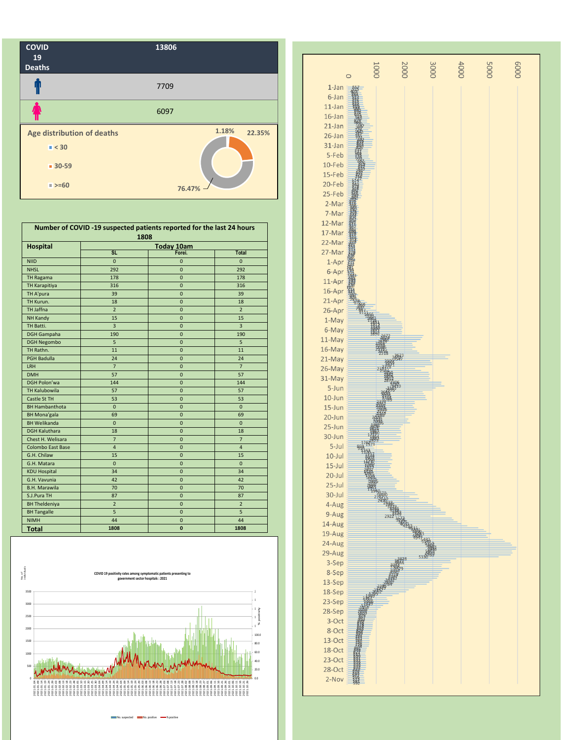| COVID 19 Deaths | 13806 |
|---|---|
| Male | 7709 |
| Female | 6097 |

Age distribution of deaths

- < 30
- 30-59
- >=60

1.18%
22.35%
76.47%

| Number of COVID -19 suspected patients reported for the last 24 hours 1808 | | | |
|---|---|---|---|
| Hospital | Today 10am | | |
| | SL | Forei. | Total |
| NIID | 0 | 0 | 0 |
| NHSL | 292 | 0 | 292 |
| TH Ragama | 178 | 0 | 178 |
| TH Karapitiya | 316 | 0 | 316 |
| TH A'pura | 39 | 0 | 39 |
| TH Kurun. | 18 | 0 | 18 |
| TH Jaffna | 2 | 0 | 2 |
| NH Kandy | 15 | 0 | 15 |
| TH Batti. | 3 | 0 | 3 |
| DGH Gampaha | 190 | 0 | 190 |
| DGH Negombo | 5 | 0 | 5 |
| TH Rathn. | 11 | 0 | 11 |
| PGH Badulla | 24 | 0 | 24 |
| LRH | 7 | 0 | 7 |
| DMH | 57 | 0 | 57 |
| DGH Polon'wa | 144 | 0 | 144 |
| TH Kalubowila | 57 | 0 | 57 |
| Castle St TH | 53 | 0 | 53 |
| BH Hambanthota | 0 | 0 | 0 |
| BH Mona'gala | 69 | 0 | 69 |
| BH Welikanda | 0 | 0 | 0 |
| DGH Kaluthara | 18 | 0 | 18 |
| Chest H. Welisara | 7 | 0 | 7 |
| Colombo East Base | 4 | 0 | 4 |
| G.H. Chilaw | 15 | 0 | 15 |
| G.H. Matara | 0 | 0 | 0 |
| KDU Hospital | 34 | 0 | 34 |
| G.H. Vavunia | 42 | 0 | 42 |
| B.H. Marawila | 70 | 0 | 70 |
| S.J.Pura TH | 87 | 0 | 87 |
| BH Theldeniya | 2 | 0 | 2 |
| BH Tangalle | 5 | 0 | 5 |
| NIMH | 44 | 0 | 44 |
| **Total** | **1808** | **0** | **1808** |

COVID 19 positivity rates among symptomatic patients presenting to government sector hospitals : 2021

No. of individuals

% positivity

No. suspected
No. positive
% positive